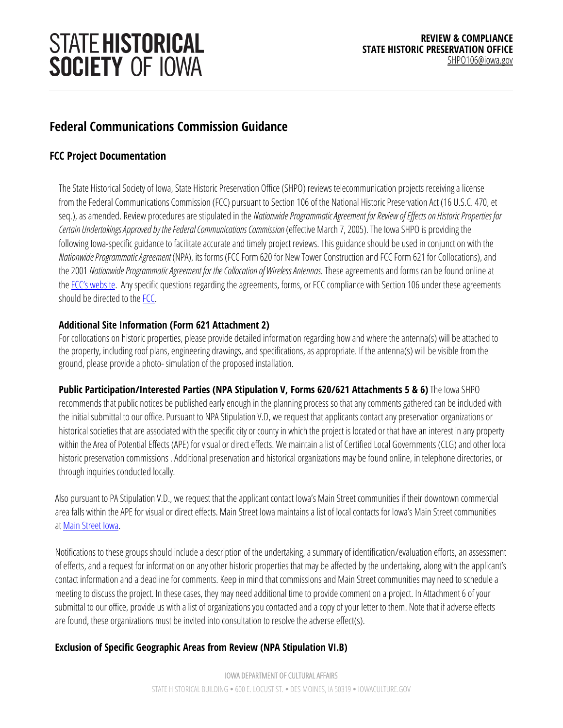# Federal Communications Commission Guidance

## FCC Project Documentation

The State Historical Society of Iowa, State Historic Preservation Office (SHPO) reviews telecommunication projects receiving a license from the Federal Communications Commission (FCC) pursuant to Section 106 of the National Historic Preservation Act (16 U.S.C. 470, et seq.), as amended. Review procedures are stipulated in the *Nationwide Programmatic Agreement for Review of Effects on Historic Properties for Certain Undertakings Approved by the Federal Communications Commission* (effective March 7, 2005). The Iowa SHPO is providing the following Iowa-specific guidance to facilitate accurate and timely project reviews. This guidance should be used in conjunction with the *Nationwide Programmatic Agreement* (NPA), its forms (FCC Form 620 for New Tower Construction and FCC Form 621 for Collocations), and the 2001 *Nationwide Programmatic Agreement for the Collocation of Wireless Antennas*. These agreements and forms can be found online at the FCC's website. Any specific questions regarding the agreements, forms, or FCC compliance with Section 106 under these agreements should be directed to the FCC.

### Additional Site Information (Form 621 Attachment 2)

For collocations on historic properties, please provide detailed information regarding how and where the antenna(s) will be attached to the property, including roof plans, engineering drawings, and specifications, as appropriate. If the antenna(s) will be visible from the ground, please provide a photo- simulation of the proposed installation.

**Public Participation/Interested Parties (NPA Stipulation V, Forms 620/621 Attachments 5 & 6)** The Iowa SHPO recommends that public notices be published early enough in the planning process so that any comments gathered can be included with the initial submittal to our office. Pursuant to NPA Stipulation V.D, we request that applicants contact any preservation organizations or historical societies that are associated with the specific city or county in which the project is located or that have an interest in any property within the Area of Potential Effects (APE) for visual or direct effects. We maintain a list of Certified Local Governments (CLG) and other local historic preservation commissions . Additional preservation and historical organizations may be found online, in telephone directories, or through inquiries conducted locally.

Also pursuant to PA Stipulation V.D., we request that the applicant contact Iowa's Main Street communities if their downtown commercial area falls within the APE for visual or direct effects. Main Street Iowa maintains a list of local contacts for Iowa's Main Street communities at Main Street Iowa.

Notifications to these groups should include a description of the undertaking, a summary of identification/evaluation efforts, an assessment of effects, and a request for information on any other historic properties that may be affected by the undertaking, along with the applicant's contact information and a deadline for comments. Keep in mind that commissions and Main Street communities may need to schedule a meeting to discuss the project. In these cases, they may need additional time to provide comment on a project. In Attachment 6 of your submittal to our office, provide us with a list of organizations you contacted and a copy of your letter to them. Note that if adverse effects are found, these organizations must be invited into consultation to resolve the adverse effect(s).

### Exclusion of Specific Geographic Areas from Review (NPA Stipulation VI.B)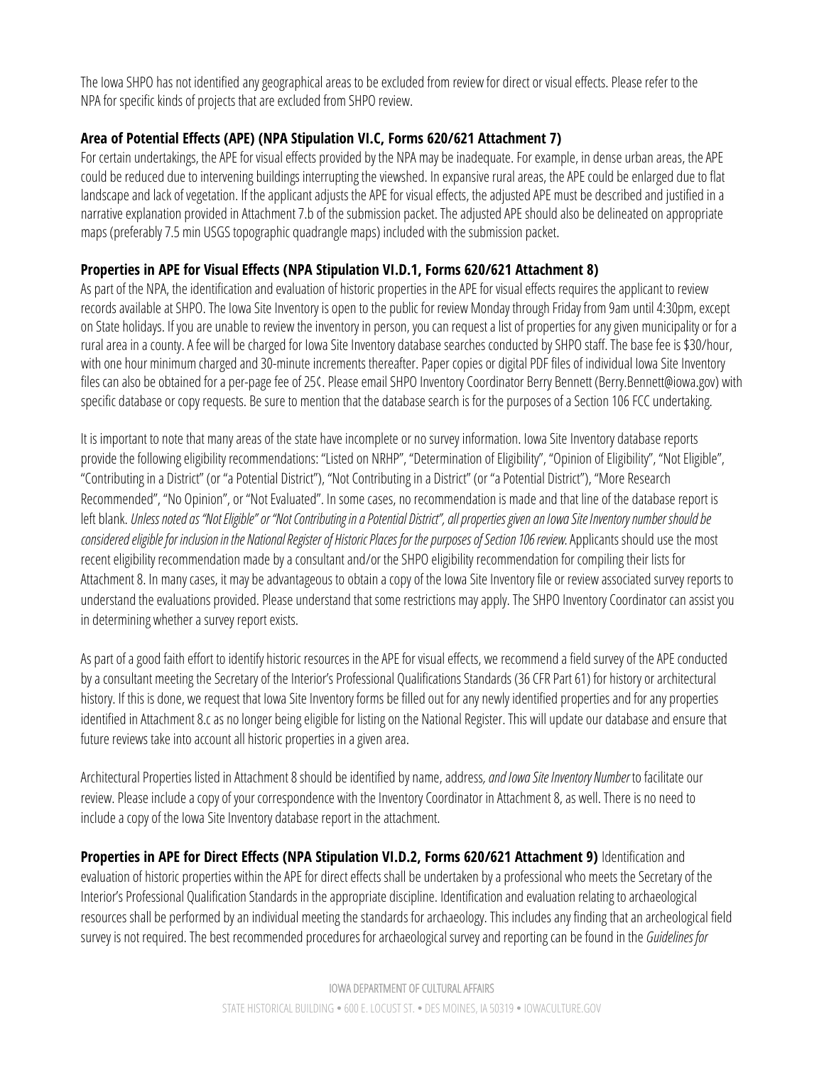The Iowa SHPO has not identified any geographical areas to be excluded from review for direct or visual effects. Please refer to the NPA for specific kinds of projects that are excluded from SHPO review.

**Area of Potential Effects (APE) (NPA Stipulation VI.C, Forms 620/621 Attachment 7)**

For certain undertakings, the APE for visual effects provided by the NPA may be inadequate. For example, in dense urban areas, the APE could be reduced due to intervening buildings interrupting the viewshed. In expansive rural areas, the APE could be enlarged due to flat landscape and lack of vegetation. If the applicant adjusts the APE for visual effects, the adjusted APE must be described and justified in a narrative explanation provided in Attachment 7.b of the submission packet. The adjusted APE should also be delineated on appropriate maps (preferably 7.5 min USGS topographic quadrangle maps) included with the submission packet.

**Properties in APE for Visual Effects (NPA Stipulation VI.D.1, Forms 620/621 Attachment 8)**

As part of the NPA, the identification and evaluation of historic properties in the APE for visual effects requires the applicant to review records available at SHPO. The Iowa Site Inventory is open to the public for review Monday through Friday from 9am until 4:30pm, except on State holidays. If you are unable to review the inventory in person, you can request a list of properties for any given municipality or for a rural area in a county. A fee will be charged for Iowa Site Inventory database searches conducted by SHPO staff. The base fee is $30/hour, with one hour minimum charged and 30-minute increments thereafter. Paper copies or digital PDF files of individual Iowa Site Inventory files can also be obtained for a per-page fee of 25¢. Please email SHPO Inventory Coordinator Berry Bennett (Berry.Bennett@iowa.gov) with specific database or copy requests. Be sure to mention that the database search is for the purposes of a Section 106 FCC undertaking.

It is important to note that many areas of the state have incomplete or no survey information. Iowa Site Inventory database reports provide the following eligibility recommendations: "Listed on NRHP", "Determination of Eligibility", "Opinion of Eligibility", "Not Eligible", "Contributing in a District" (or "a Potential District"), "Not Contributing in a District" (or "a Potential District"), "More Research Recommended", "No Opinion", or "Not Evaluated". In some cases, no recommendation is made and that line of the database report is left blank. *Unless noted as "Not Eligible" or "Not Contributing in a Potential District", all properties given an Iowa Site Inventory number should be considered eligible for inclusion in the National Register of Historic Places for the purposes of Section 106 review.* Applicants should use the most recent eligibility recommendation made by a consultant and/or the SHPO eligibility recommendation for compiling their lists for Attachment 8. In many cases, it may be advantageous to obtain a copy of the Iowa Site Inventory file or review associated survey reports to understand the evaluations provided. Please understand that some restrictions may apply. The SHPO Inventory Coordinator can assist you in determining whether a survey report exists.

As part of a good faith effort to identify historic resources in the APE for visual effects, we recommend a field survey of the APE conducted by a consultant meeting the Secretary of the Interior's Professional Qualifications Standards (36 CFR Part 61) for history or architectural history. If this is done, we request that Iowa Site Inventory forms be filled out for any newly identified properties and for any properties identified in Attachment 8.c as no longer being eligible for listing on the National Register. This will update our database and ensure that future reviews take into account all historic properties in a given area.

Architectural Properties listed in Attachment 8 should be identified by name, address*, and Iowa Site Inventory Number* to facilitate our review. Please include a copy of your correspondence with the Inventory Coordinator in Attachment 8, as well. There is no need to include a copy of the Iowa Site Inventory database report in the attachment.

**Properties in APE for Direct Effects (NPA Stipulation VI.D.2, Forms 620/621 Attachment 9)** Identification and evaluation of historic properties within the APE for direct effects shall be undertaken by a professional who meets the Secretary of the Interior's Professional Qualification Standards in the appropriate discipline. Identification and evaluation relating to archaeological resources shall be performed by an individual meeting the standards for archaeology. This includes any finding that an archeological field survey is not required. The best recommended procedures for archaeological survey and reporting can be found in the *Guidelines for*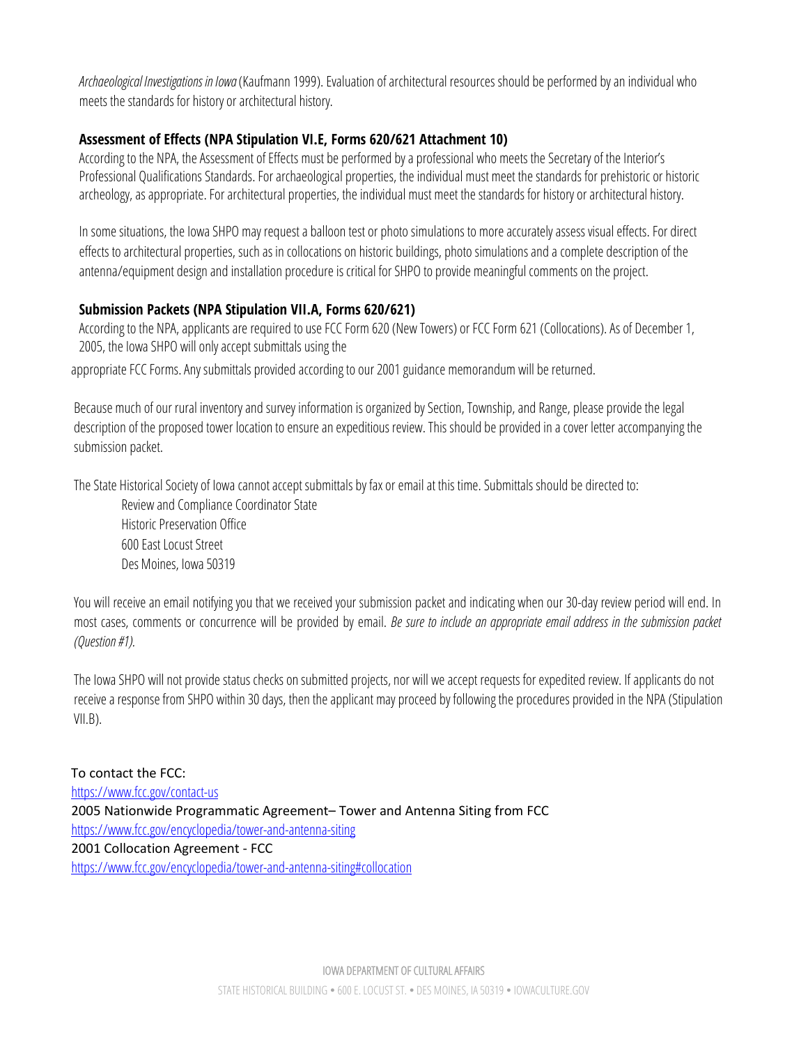*Archaeological Investigations in Iowa* (Kaufmann 1999). Evaluation of architectural resources should be performed by an individual who meets the standards for history or architectural history.

### Assessment of Effects (NPA Stipulation VI.E, Forms 620/621 Attachment 10)

According to the NPA, the Assessment of Effects must be performed by a professional who meets the Secretary of the Interior's Professional Qualifications Standards. For archaeological properties, the individual must meet the standards for prehistoric or historic archeology, as appropriate. For architectural properties, the individual must meet the standards for history or architectural history.

In some situations, the Iowa SHPO may request a balloon test or photo simulations to more accurately assess visual effects. For direct effects to architectural properties, such as in collocations on historic buildings, photo simulations and a complete description of the antenna/equipment design and installation procedure is critical for SHPO to provide meaningful comments on the project.

### Submission Packets (NPA Stipulation VII.A, Forms 620/621)

According to the NPA, applicants are required to use FCC Form 620 (New Towers) or FCC Form 621 (Collocations). As of December 1, 2005, the Iowa SHPO will only accept submittals using the appropriate FCC Forms. Any submittals provided according to our 2001 guidance memorandum will be returned.

Because much of our rural inventory and survey information is organized by Section, Township, and Range, please provide the legal description of the proposed tower location to ensure an expeditious review. This should be provided in a cover letter accompanying the submission packet.

The State Historical Society of Iowa cannot accept submittals by fax or email at this time. Submittals should be directed to:

Review and Compliance Coordinator State
Historic Preservation Office
600 East Locust Street
Des Moines, Iowa 50319

You will receive an email notifying you that we received your submission packet and indicating when our 30-day review period will end. In most cases, comments or concurrence will be provided by email. *Be sure to include an appropriate email address in the submission packet (Question #1).*

The Iowa SHPO will not provide status checks on submitted projects, nor will we accept requests for expedited review. If applicants do not receive a response from SHPO within 30 days, then the applicant may proceed by following the procedures provided in the NPA (Stipulation VII.B).

To contact the FCC:
https://www.fcc.gov/contact-us

2005 Nationwide Programmatic Agreement– Tower and Antenna Siting from FCC
https://www.fcc.gov/encyclopedia/tower-and-antenna-siting

2001 Collocation Agreement - FCC
https://www.fcc.gov/encyclopedia/tower-and-antenna-siting#collocation